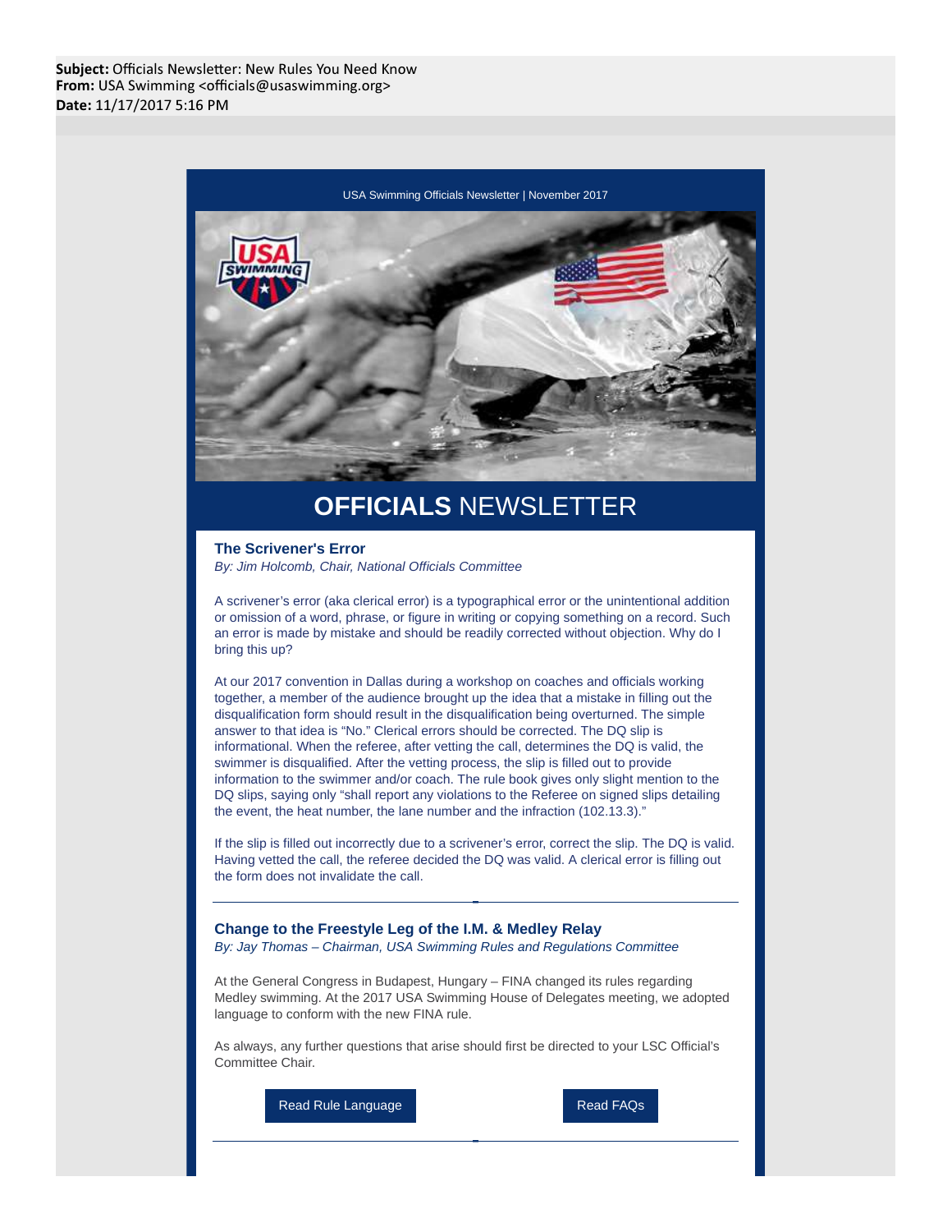**Subject:** Officials Newsletter: New Rules You Need Know
**From:** USA Swimming <officials@usaswimming.org>
**Date:** 11/17/2017 5:16 PM

USA Swimming Officials Newsletter | November 2017

# **OFFICIALS** NEWSLETTER

### The Scrivener's Error

*By: Jim Holcomb, Chair, National Officials Committee*

A scrivener's error (aka clerical error) is a typographical error or the unintentional addition or omission of a word, phrase, or figure in writing or copying something on a record. Such an error is made by mistake and should be readily corrected without objection. Why do I bring this up?

At our 2017 convention in Dallas during a workshop on coaches and officials working together, a member of the audience brought up the idea that a mistake in filling out the disqualification form should result in the disqualification being overturned. The simple answer to that idea is "No." Clerical errors should be corrected. The DQ slip is informational. When the referee, after vetting the call, determines the DQ is valid, the swimmer is disqualified. After the vetting process, the slip is filled out to provide information to the swimmer and/or coach. The rule book gives only slight mention to the DQ slips, saying only "shall report any violations to the Referee on signed slips detailing the event, the heat number, the lane number and the infraction (102.13.3)."

If the slip is filled out incorrectly due to a scrivener's error, correct the slip. The DQ is valid. Having vetted the call, the referee decided the DQ was valid. A clerical error is filling out the form does not invalidate the call.

---

### Change to the Freestyle Leg of the I.M. & Medley Relay

*By: Jay Thomas – Chairman, USA Swimming Rules and Regulations Committee*

At the General Congress in Budapest, Hungary – FINA changed its rules regarding Medley swimming. At the 2017 USA Swimming House of Delegates meeting, we adopted language to conform with the new FINA rule.

As always, any further questions that arise should first be directed to your LSC Official's Committee Chair.

Read Rule Language | Read FAQs

---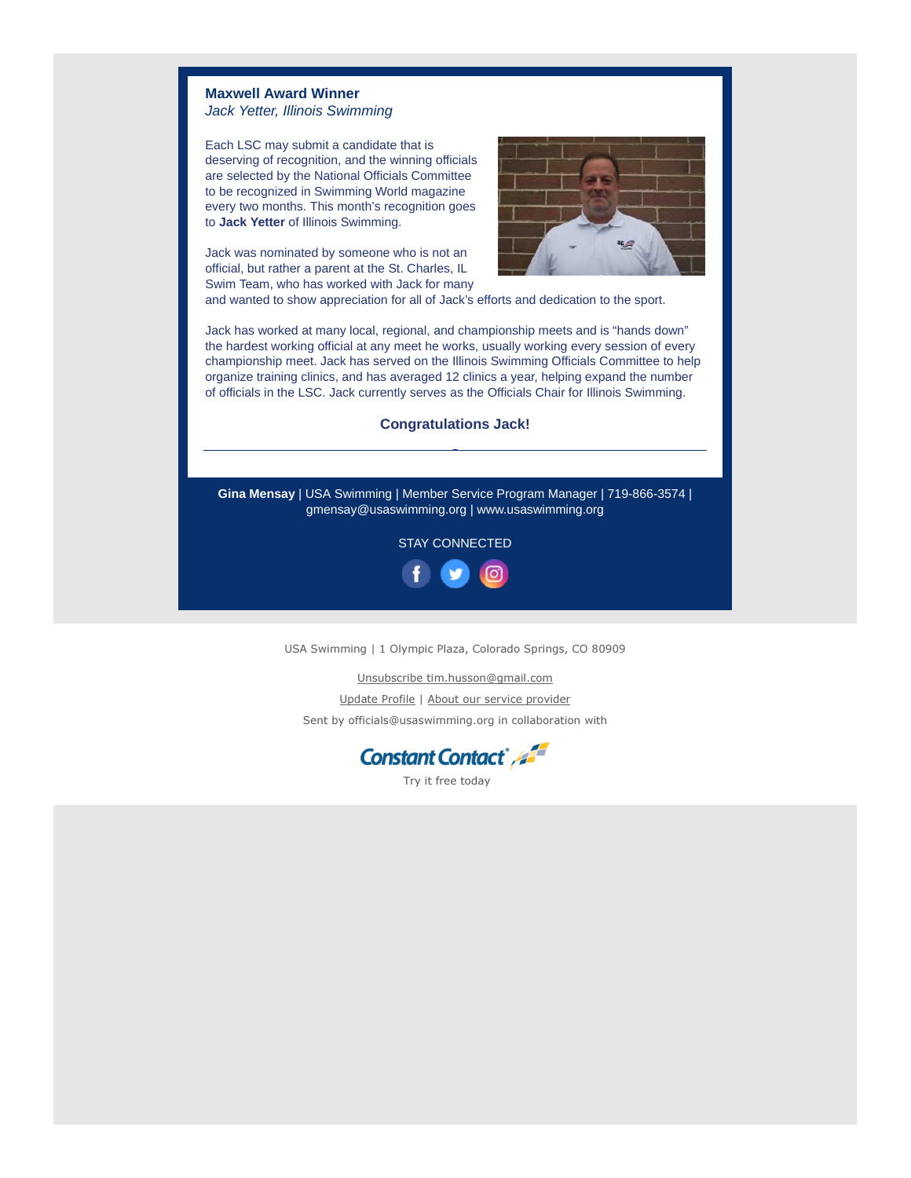**Maxwell Award Winner**
*Jack Yetter, Illinois Swimming*

Each LSC may submit a candidate that is deserving of recognition, and the winning officials are selected by the National Officials Committee to be recognized in Swimming World magazine every two months. This month's recognition goes to **Jack Yetter** of Illinois Swimming.

Jack was nominated by someone who is not an official, but rather a parent at the St. Charles, IL Swim Team, who has worked with Jack for many and wanted to show appreciation for all of Jack's efforts and dedication to the sport.

Jack has worked at many local, regional, and championship meets and is "hands down" the hardest working official at any meet he works, usually working every session of every championship meet. Jack has served on the Illinois Swimming Officials Committee to help organize training clinics, and has averaged 12 clinics a year, helping expand the number of officials in the LSC. Jack currently serves as the Officials Chair for Illinois Swimming.

**Congratulations Jack!**

---

**Gina Mensay** | USA Swimming | Member Service Program Manager | 719-866-3574 | gmensay@usaswimming.org | www.usaswimming.org

STAY CONNECTED

USA Swimming | 1 Olympic Plaza, Colorado Springs, CO 80909

Unsubscribe tim.husson@gmail.com

Update Profile | About our service provider

Sent by officials@usaswimming.org in collaboration with

Constant Contact

Try it free today